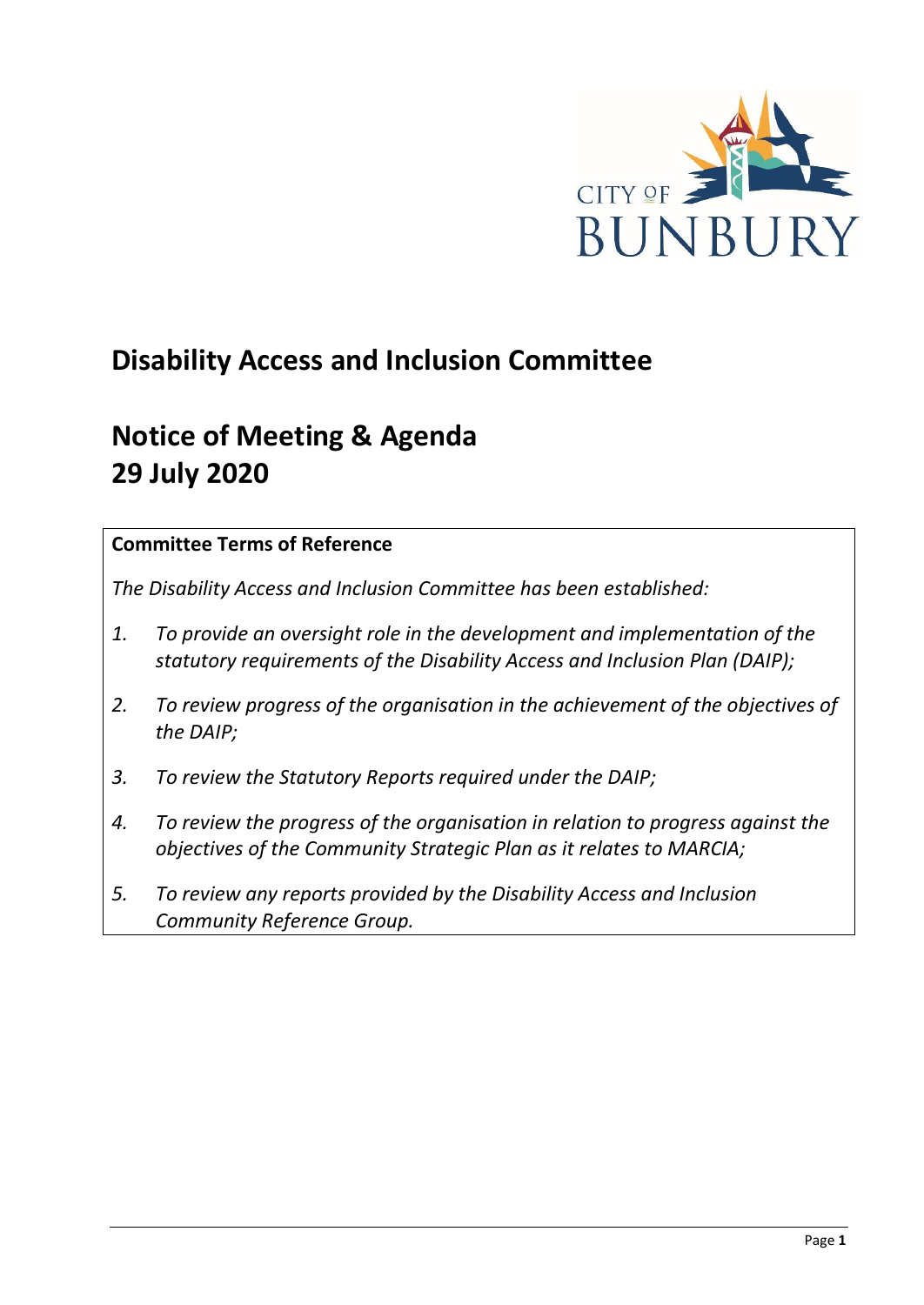CITY OF BUNBURY

# Disability Access and Inclusion Committee

# Notice of Meeting & Agenda
# 29 July 2020

**Committee Terms of Reference**

*The Disability Access and Inclusion Committee has been established:*

1. *To provide an oversight role in the development and implementation of the statutory requirements of the Disability Access and Inclusion Plan (DAIP);*
2. *To review progress of the organisation in the achievement of the objectives of the DAIP;*
3. *To review the Statutory Reports required under the DAIP;*
4. *To review the progress of the organisation in relation to progress against the objectives of the Community Strategic Plan as it relates to MARCIA;*
5. *To review any reports provided by the Disability Access and Inclusion Community Reference Group.*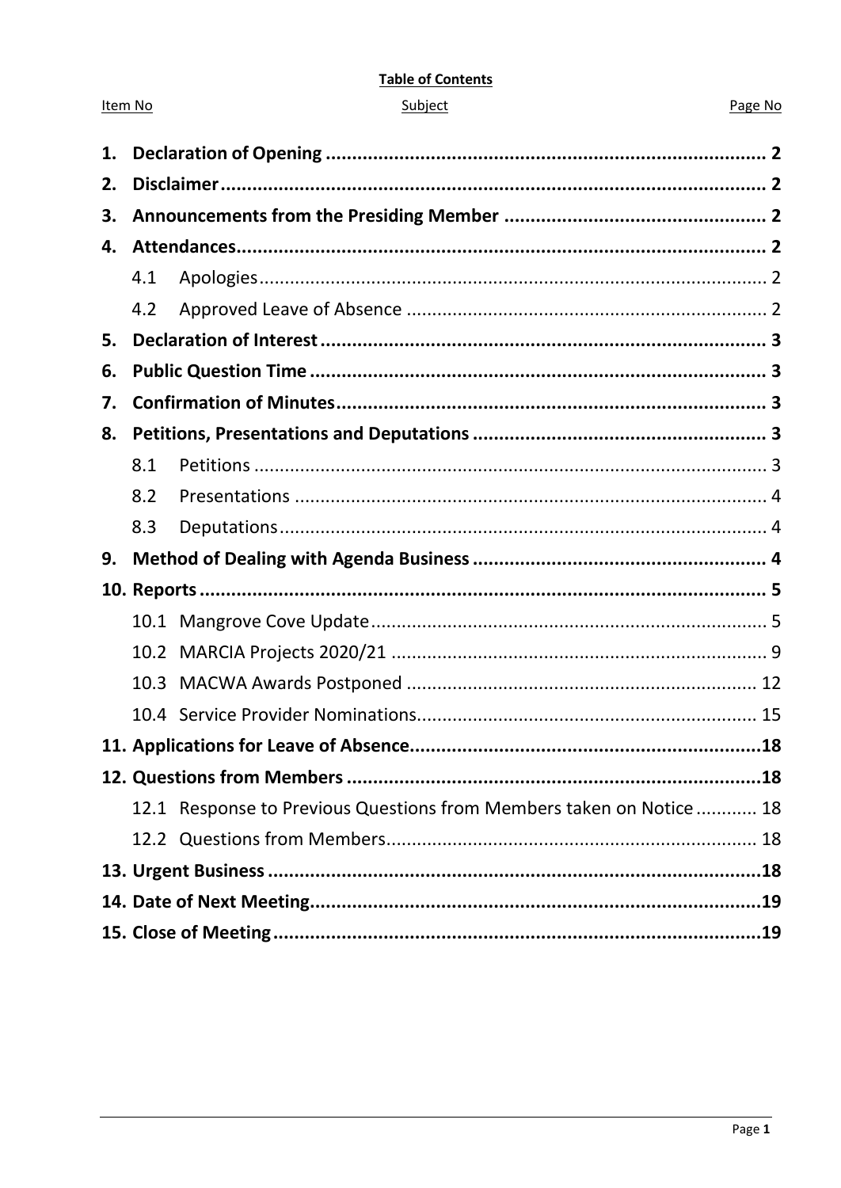**Table of Contents**

| Item No | Subject | Page No |
|---|---|---|
| **1.** | **Declaration of Opening** | **2** |
| **2.** | **Disclaimer** | **2** |
| **3.** | **Announcements from the Presiding Member** | **2** |
| **4.** | **Attendances** | **2** |
| 4.1 | Apologies | 2 |
| 4.2 | Approved Leave of Absence | 2 |
| **5.** | **Declaration of Interest** | **3** |
| **6.** | **Public Question Time** | **3** |
| **7.** | **Confirmation of Minutes** | **3** |
| **8.** | **Petitions, Presentations and Deputations** | **3** |
| 8.1 | Petitions | 3 |
| 8.2 | Presentations | 4 |
| 8.3 | Deputations | 4 |
| **9.** | **Method of Dealing with Agenda Business** | **4** |
| **10.** | **Reports** | **5** |
| 10.1 | Mangrove Cove Update | 5 |
| 10.2 | MARCIA Projects 2020/21 | 9 |
| 10.3 | MACWA Awards Postponed | 12 |
| 10.4 | Service Provider Nominations | 15 |
| **11.** | **Applications for Leave of Absence** | **18** |
| **12.** | **Questions from Members** | **18** |
| 12.1 | Response to Previous Questions from Members taken on Notice | 18 |
| 12.2 | Questions from Members | 18 |
| **13.** | **Urgent Business** | **18** |
| **14.** | **Date of Next Meeting** | **19** |
| **15.** | **Close of Meeting** | **19** |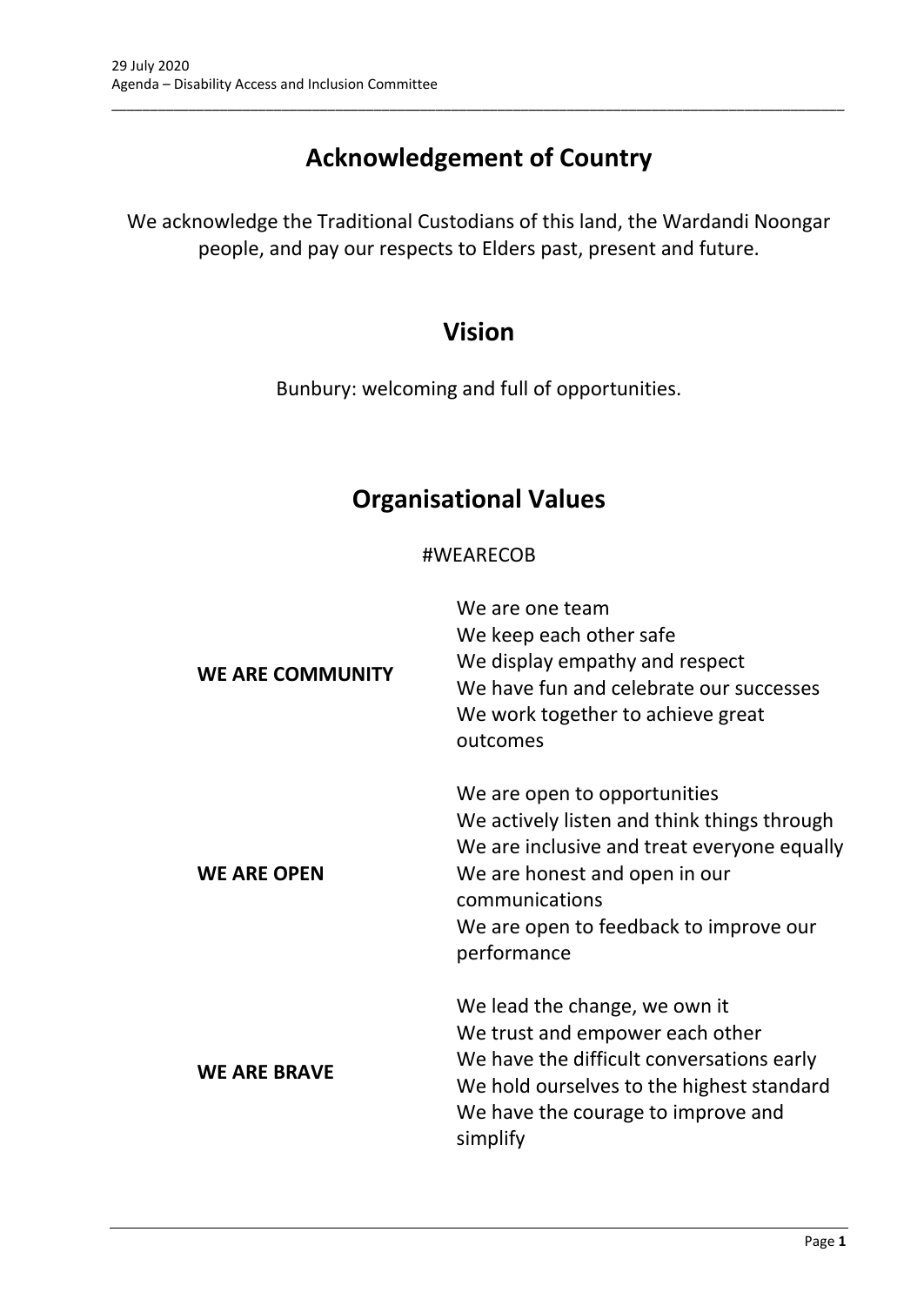# Acknowledgement of Country

We acknowledge the Traditional Custodians of this land, the Wardandi Noongar people, and pay our respects to Elders past, present and future.

# Vision

Bunbury: welcoming and full of opportunities.

# Organisational Values

#WEARECOB

| | |
|---|---|
| **WE ARE COMMUNITY** | We are one team<br>We keep each other safe<br>We display empathy and respect<br>We have fun and celebrate our successes<br>We work together to achieve great outcomes |
| **WE ARE OPEN** | We are open to opportunities<br>We actively listen and think things through<br>We are inclusive and treat everyone equally<br>We are honest and open in our communications<br>We are open to feedback to improve our performance |
| **WE ARE BRAVE** | We lead the change, we own it<br>We trust and empower each other<br>We have the difficult conversations early<br>We hold ourselves to the highest standard<br>We have the courage to improve and simplify |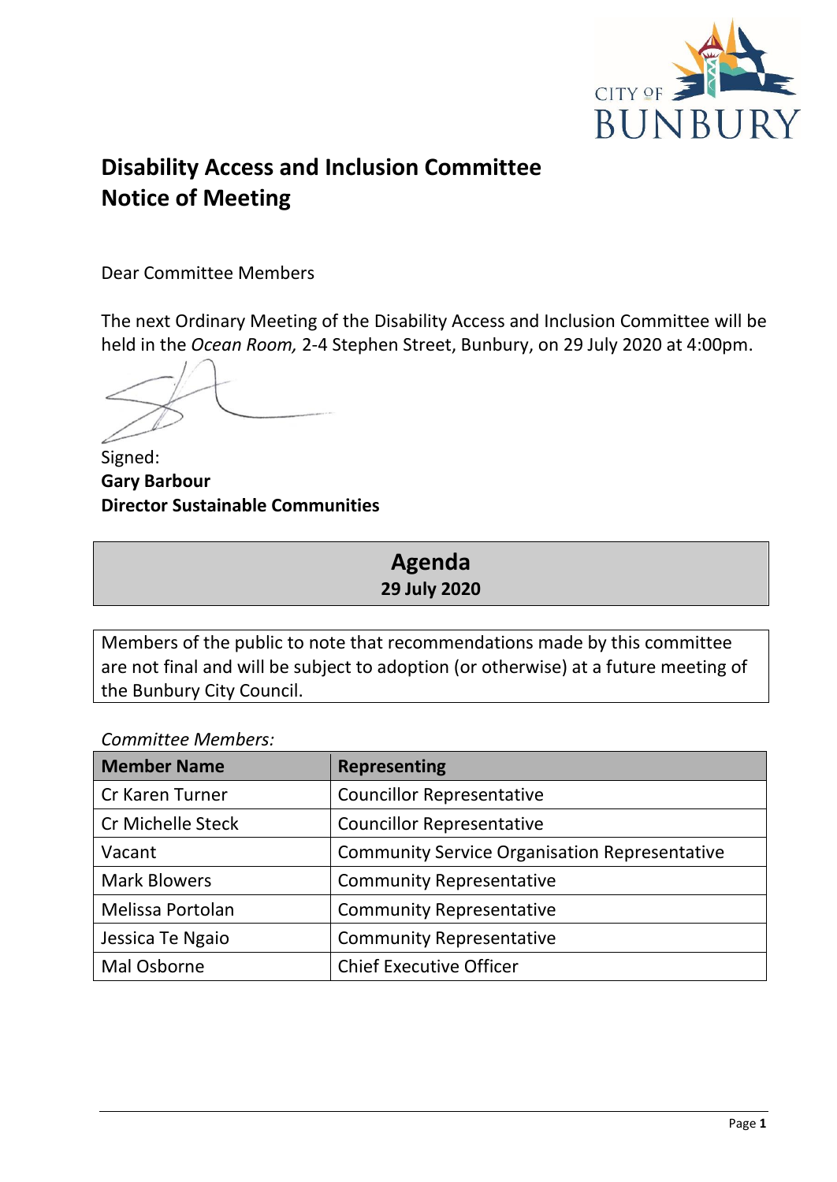# Disability Access and Inclusion Committee Notice of Meeting

Dear Committee Members

The next Ordinary Meeting of the Disability Access and Inclusion Committee will be held in the *Ocean Room,* 2-4 Stephen Street, Bunbury, on 29 July 2020 at 4:00pm.

Signed:
**Gary Barbour**
**Director Sustainable Communities**

## Agenda
**29 July 2020**

Members of the public to note that recommendations made by this committee are not final and will be subject to adoption (or otherwise) at a future meeting of the Bunbury City Council.

*Committee Members:*

| Member Name | Representing |
| --- | --- |
| Cr Karen Turner | Councillor Representative |
| Cr Michelle Steck | Councillor Representative |
| Vacant | Community Service Organisation Representative |
| Mark Blowers | Community Representative |
| Melissa Portolan | Community Representative |
| Jessica Te Ngaio | Community Representative |
| Mal Osborne | Chief Executive Officer |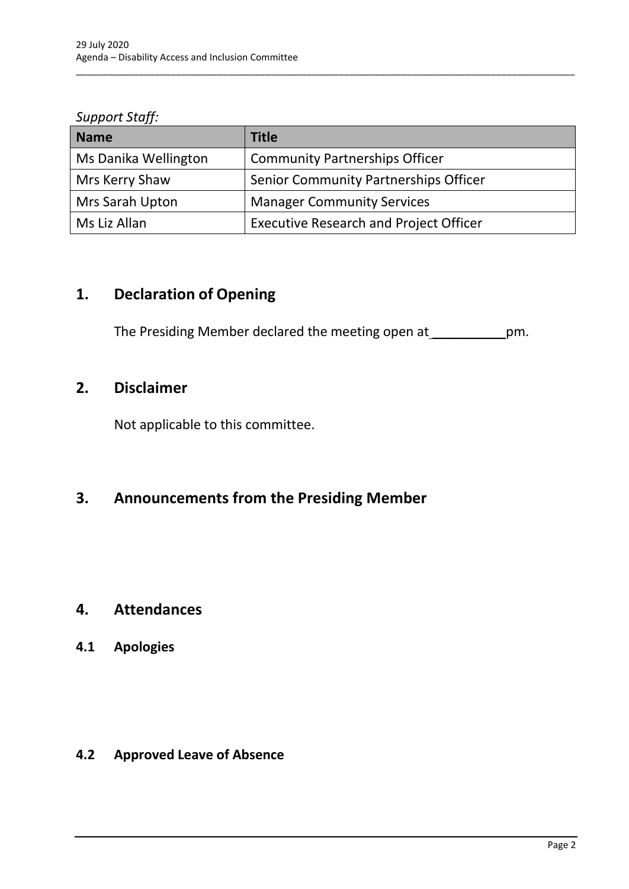*Support Staff:*

| Name | Title |
| --- | --- |
| Ms Danika Wellington | Community Partnerships Officer |
| Mrs Kerry Shaw | Senior Community Partnerships Officer |
| Mrs Sarah Upton | Manager Community Services |
| Ms Liz Allan | Executive Research and Project Officer |

## 1. Declaration of Opening

The Presiding Member declared the meeting open at __________pm.

## 2. Disclaimer

Not applicable to this committee.

## 3. Announcements from the Presiding Member

## 4. Attendances

### 4.1 Apologies

### 4.2 Approved Leave of Absence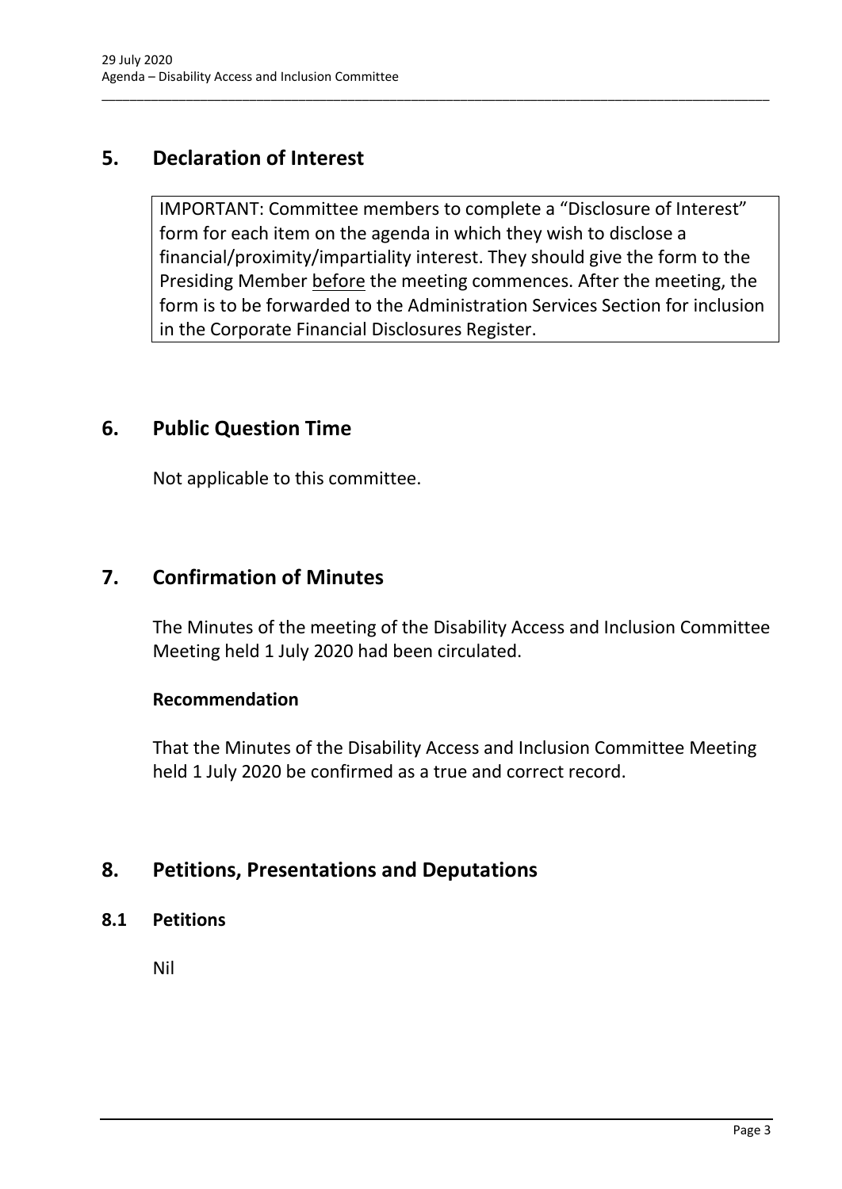## 5. Declaration of Interest

IMPORTANT: Committee members to complete a "Disclosure of Interest" form for each item on the agenda in which they wish to disclose a financial/proximity/impartiality interest. They should give the form to the Presiding Member before the meeting commences. After the meeting, the form is to be forwarded to the Administration Services Section for inclusion in the Corporate Financial Disclosures Register.

## 6. Public Question Time

Not applicable to this committee.

## 7. Confirmation of Minutes

The Minutes of the meeting of the Disability Access and Inclusion Committee Meeting held 1 July 2020 had been circulated.

**Recommendation**

That the Minutes of the Disability Access and Inclusion Committee Meeting held 1 July 2020 be confirmed as a true and correct record.

## 8. Petitions, Presentations and Deputations

### 8.1 Petitions

Nil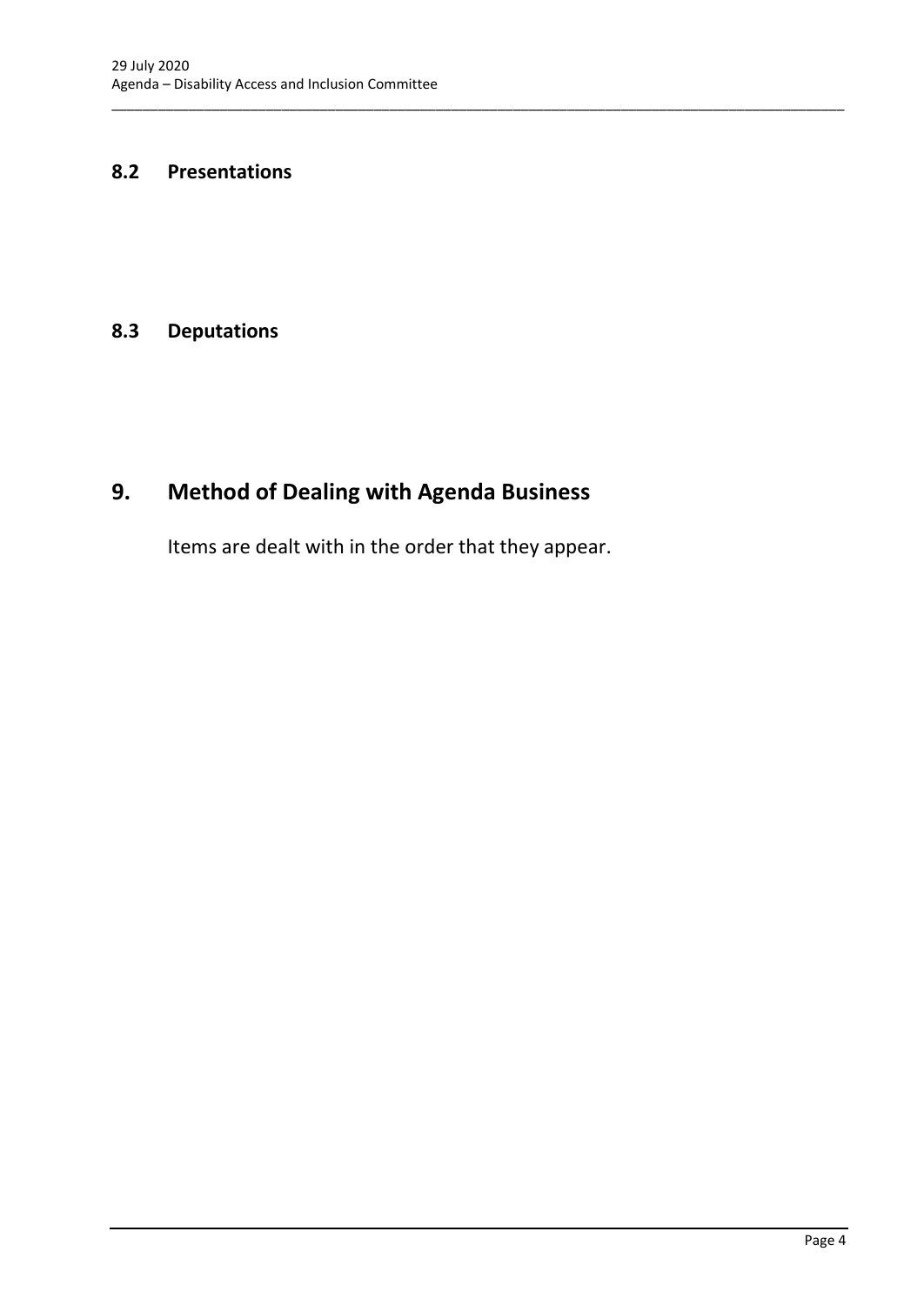### 8.2 Presentations

### 8.3 Deputations

## 9. Method of Dealing with Agenda Business

Items are dealt with in the order that they appear.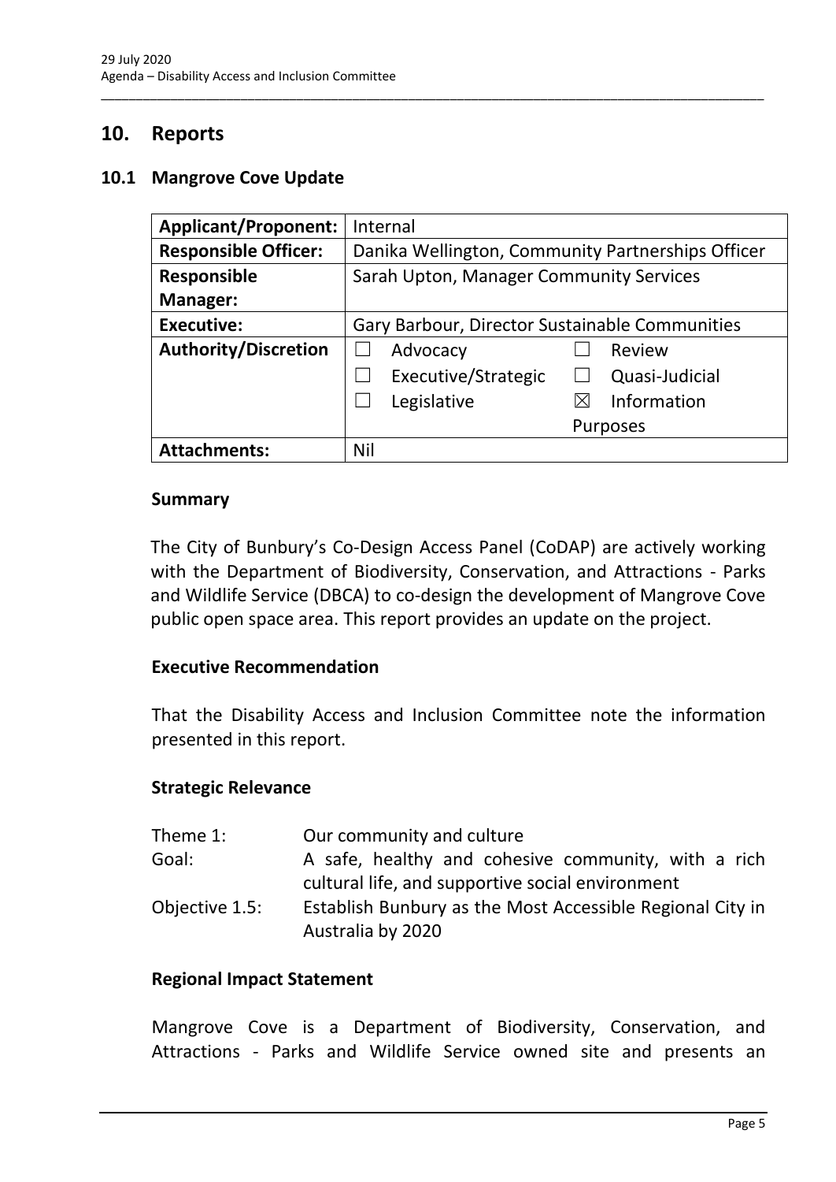## 10. Reports

### 10.1 Mangrove Cove Update

| **Applicant/Proponent:** | Internal |
|---|---|
| **Responsible Officer:** | Danika Wellington, Community Partnerships Officer |
| **Responsible Manager:** | Sarah Upton, Manager Community Services |
| **Executive:** | Gary Barbour, Director Sustainable Communities |
| **Authority/Discretion** | ☐ Advocacy ☐ Review<br>☐ Executive/Strategic ☐ Quasi-Judicial<br>☐ Legislative ☒ Information Purposes |
| **Attachments:** | Nil |

**Summary**

The City of Bunbury's Co-Design Access Panel (CoDAP) are actively working with the Department of Biodiversity, Conservation, and Attractions - Parks and Wildlife Service (DBCA) to co-design the development of Mangrove Cove public open space area. This report provides an update on the project.

**Executive Recommendation**

That the Disability Access and Inclusion Committee note the information presented in this report.

**Strategic Relevance**

| | |
|---|---|
| Theme 1: | Our community and culture |
| Goal: | A safe, healthy and cohesive community, with a rich cultural life, and supportive social environment |
| Objective 1.5: | Establish Bunbury as the Most Accessible Regional City in Australia by 2020 |

**Regional Impact Statement**

Mangrove Cove is a Department of Biodiversity, Conservation, and Attractions - Parks and Wildlife Service owned site and presents an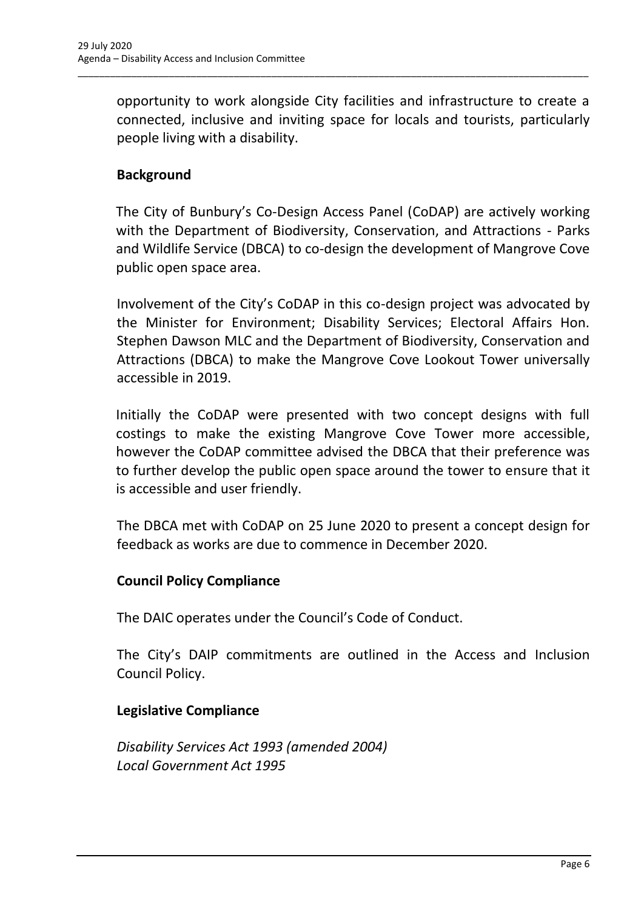opportunity to work alongside City facilities and infrastructure to create a connected, inclusive and inviting space for locals and tourists, particularly people living with a disability.

**Background**

The City of Bunbury's Co-Design Access Panel (CoDAP) are actively working with the Department of Biodiversity, Conservation, and Attractions - Parks and Wildlife Service (DBCA) to co-design the development of Mangrove Cove public open space area.

Involvement of the City's CoDAP in this co-design project was advocated by the Minister for Environment; Disability Services; Electoral Affairs Hon. Stephen Dawson MLC and the Department of Biodiversity, Conservation and Attractions (DBCA) to make the Mangrove Cove Lookout Tower universally accessible in 2019.

Initially the CoDAP were presented with two concept designs with full costings to make the existing Mangrove Cove Tower more accessible, however the CoDAP committee advised the DBCA that their preference was to further develop the public open space around the tower to ensure that it is accessible and user friendly.

The DBCA met with CoDAP on 25 June 2020 to present a concept design for feedback as works are due to commence in December 2020.

**Council Policy Compliance**

The DAIC operates under the Council's Code of Conduct.

The City's DAIP commitments are outlined in the Access and Inclusion Council Policy.

**Legislative Compliance**

*Disability Services Act 1993 (amended 2004)*
*Local Government Act 1995*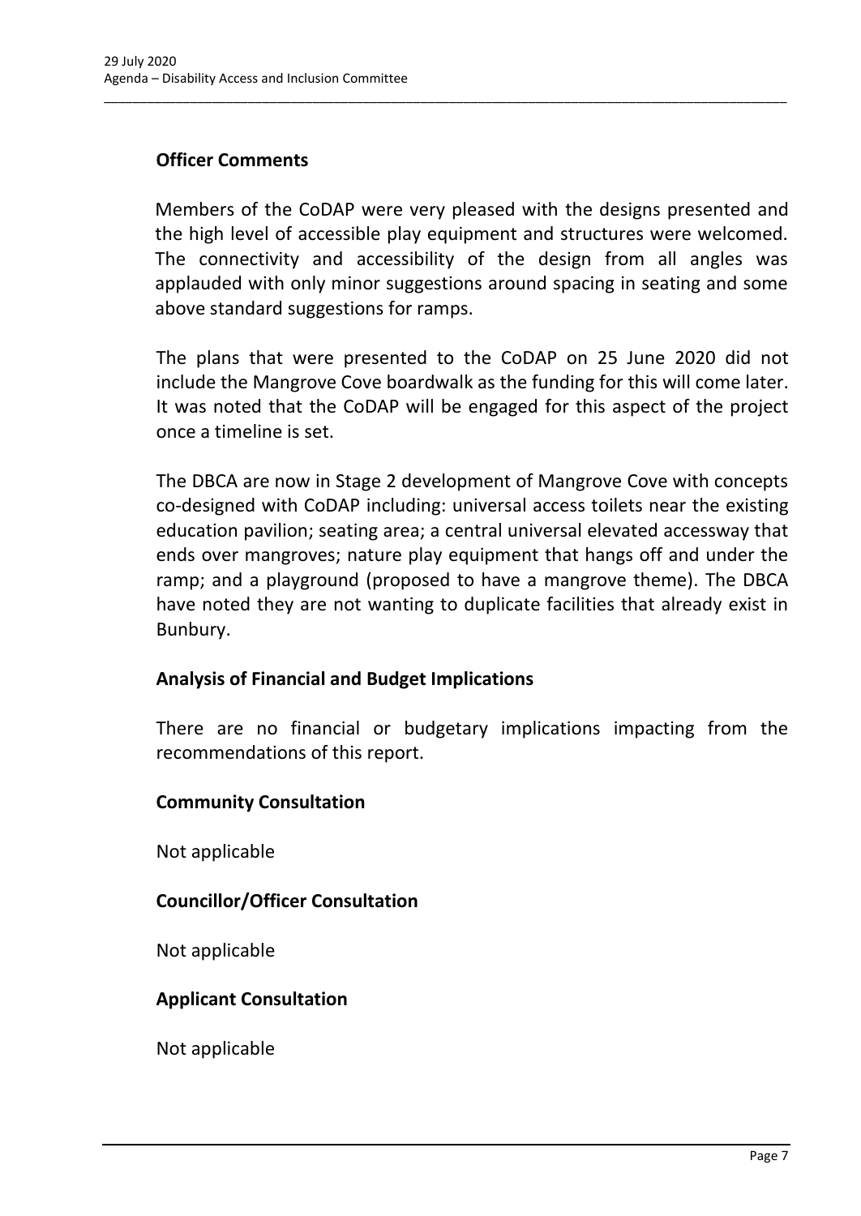### Officer Comments

Members of the CoDAP were very pleased with the designs presented and the high level of accessible play equipment and structures were welcomed. The connectivity and accessibility of the design from all angles was applauded with only minor suggestions around spacing in seating and some above standard suggestions for ramps.

The plans that were presented to the CoDAP on 25 June 2020 did not include the Mangrove Cove boardwalk as the funding for this will come later. It was noted that the CoDAP will be engaged for this aspect of the project once a timeline is set.

The DBCA are now in Stage 2 development of Mangrove Cove with concepts co-designed with CoDAP including: universal access toilets near the existing education pavilion; seating area; a central universal elevated accessway that ends over mangroves; nature play equipment that hangs off and under the ramp; and a playground (proposed to have a mangrove theme). The DBCA have noted they are not wanting to duplicate facilities that already exist in Bunbury.

### Analysis of Financial and Budget Implications

There are no financial or budgetary implications impacting from the recommendations of this report.

### Community Consultation

Not applicable

### Councillor/Officer Consultation

Not applicable

### Applicant Consultation

Not applicable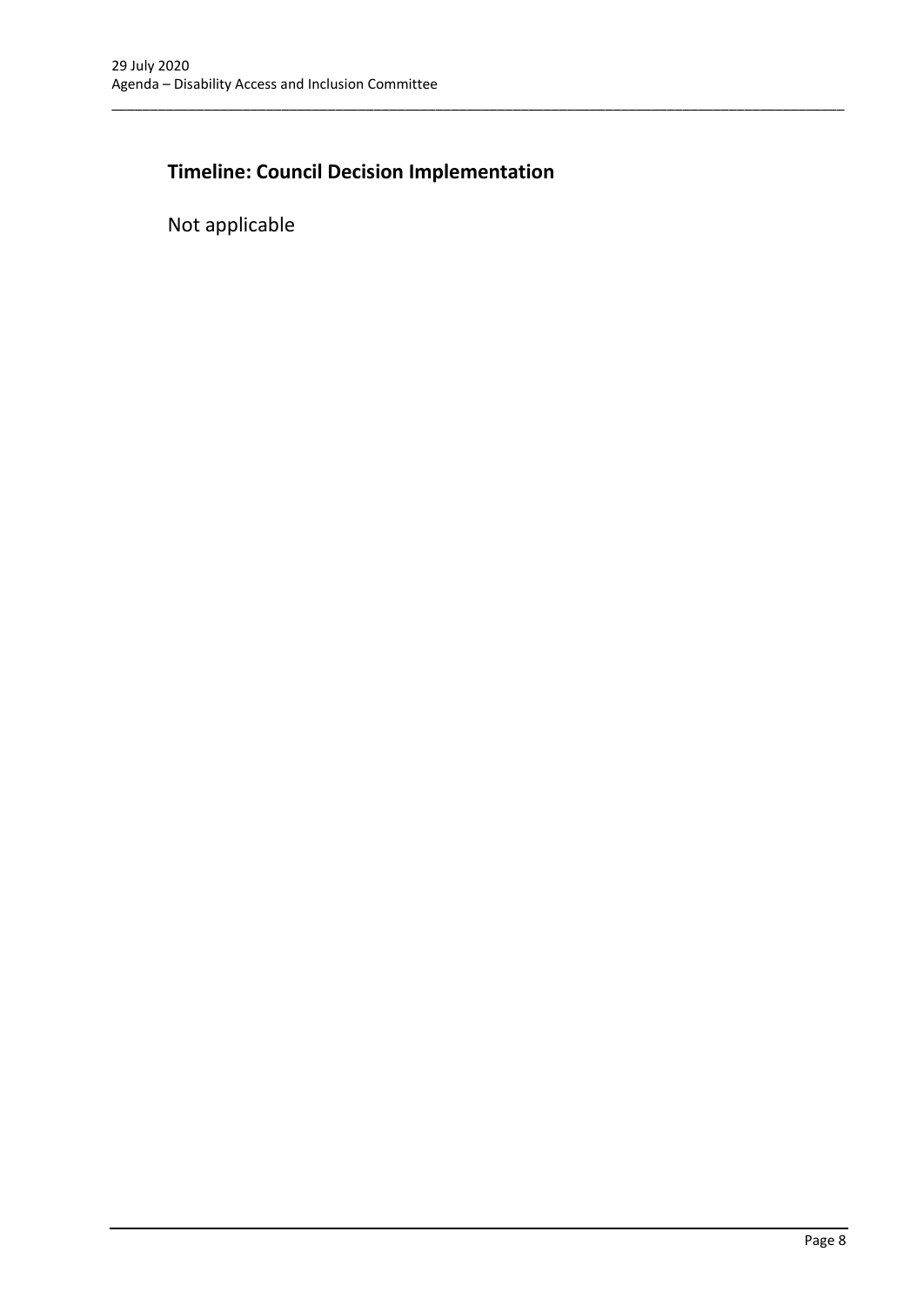## Timeline: Council Decision Implementation

Not applicable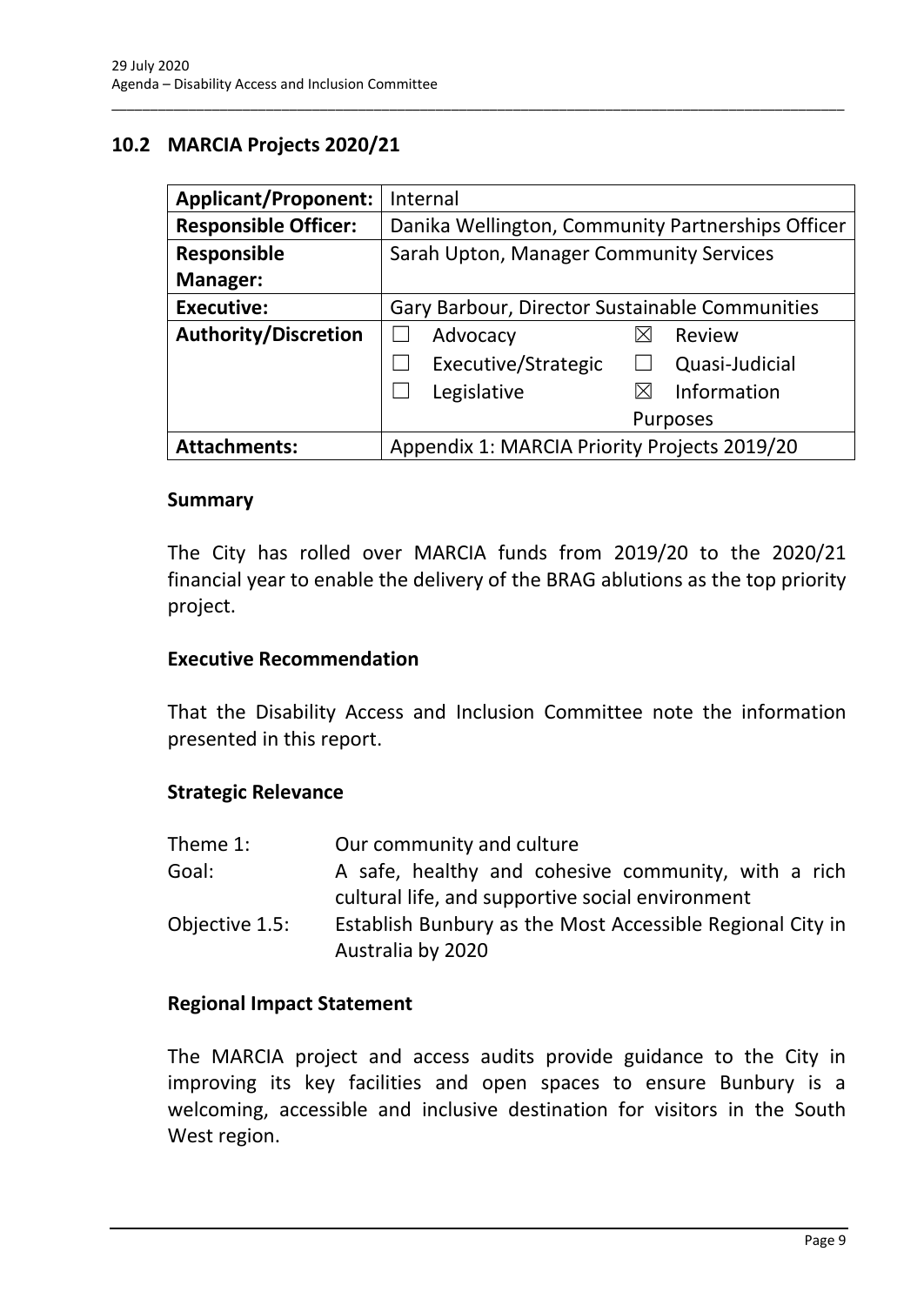## 10.2 MARCIA Projects 2020/21

| Applicant/Proponent: | Internal |
|---|---|
| Responsible Officer: | Danika Wellington, Community Partnerships Officer |
| Responsible Manager: | Sarah Upton, Manager Community Services |
| Executive: | Gary Barbour, Director Sustainable Communities |
| Authority/Discretion | ☐ Advocacy ☒ Review<br>☐ Executive/Strategic ☐ Quasi-Judicial<br>☐ Legislative ☒ Information Purposes |
| Attachments: | Appendix 1: MARCIA Priority Projects 2019/20 |

### Summary

The City has rolled over MARCIA funds from 2019/20 to the 2020/21 financial year to enable the delivery of the BRAG ablutions as the top priority project.

### Executive Recommendation

That the Disability Access and Inclusion Committee note the information presented in this report.

### Strategic Relevance

| | |
|---|---|
| Theme 1: | Our community and culture |
| Goal: | A safe, healthy and cohesive community, with a rich cultural life, and supportive social environment |
| Objective 1.5: | Establish Bunbury as the Most Accessible Regional City in Australia by 2020 |

### Regional Impact Statement

The MARCIA project and access audits provide guidance to the City in improving its key facilities and open spaces to ensure Bunbury is a welcoming, accessible and inclusive destination for visitors in the South West region.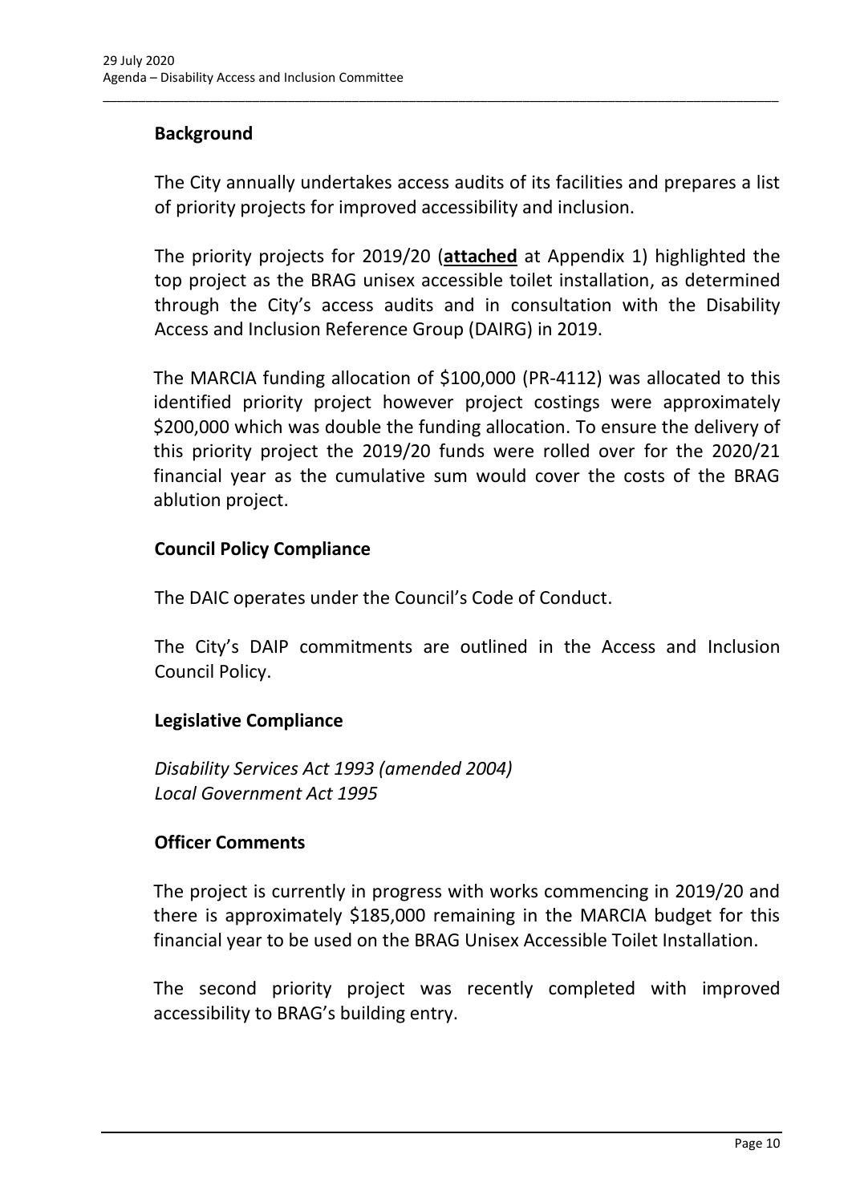**Background**

The City annually undertakes access audits of its facilities and prepares a list of priority projects for improved accessibility and inclusion.

The priority projects for 2019/20 (**attached** at Appendix 1) highlighted the top project as the BRAG unisex accessible toilet installation, as determined through the City's access audits and in consultation with the Disability Access and Inclusion Reference Group (DAIRG) in 2019.

The MARCIA funding allocation of $100,000 (PR-4112) was allocated to this identified priority project however project costings were approximately $200,000 which was double the funding allocation. To ensure the delivery of this priority project the 2019/20 funds were rolled over for the 2020/21 financial year as the cumulative sum would cover the costs of the BRAG ablution project.

**Council Policy Compliance**

The DAIC operates under the Council's Code of Conduct.

The City's DAIP commitments are outlined in the Access and Inclusion Council Policy.

**Legislative Compliance**

*Disability Services Act 1993 (amended 2004)*
*Local Government Act 1995*

**Officer Comments**

The project is currently in progress with works commencing in 2019/20 and there is approximately $185,000 remaining in the MARCIA budget for this financial year to be used on the BRAG Unisex Accessible Toilet Installation.

The second priority project was recently completed with improved accessibility to BRAG's building entry.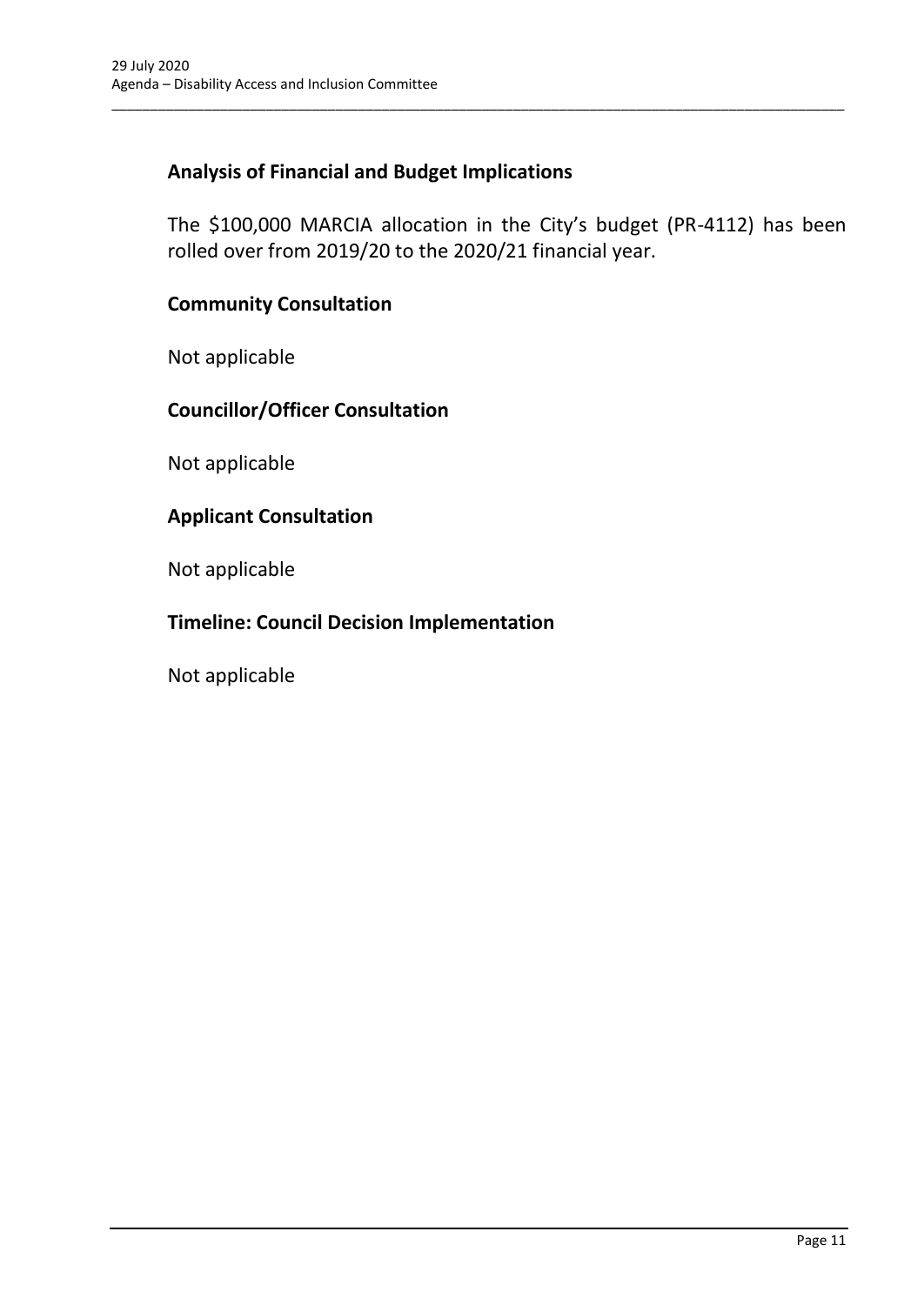## Analysis of Financial and Budget Implications

The $100,000 MARCIA allocation in the City's budget (PR-4112) has been rolled over from 2019/20 to the 2020/21 financial year.

## Community Consultation

Not applicable

## Councillor/Officer Consultation

Not applicable

## Applicant Consultation

Not applicable

## Timeline: Council Decision Implementation

Not applicable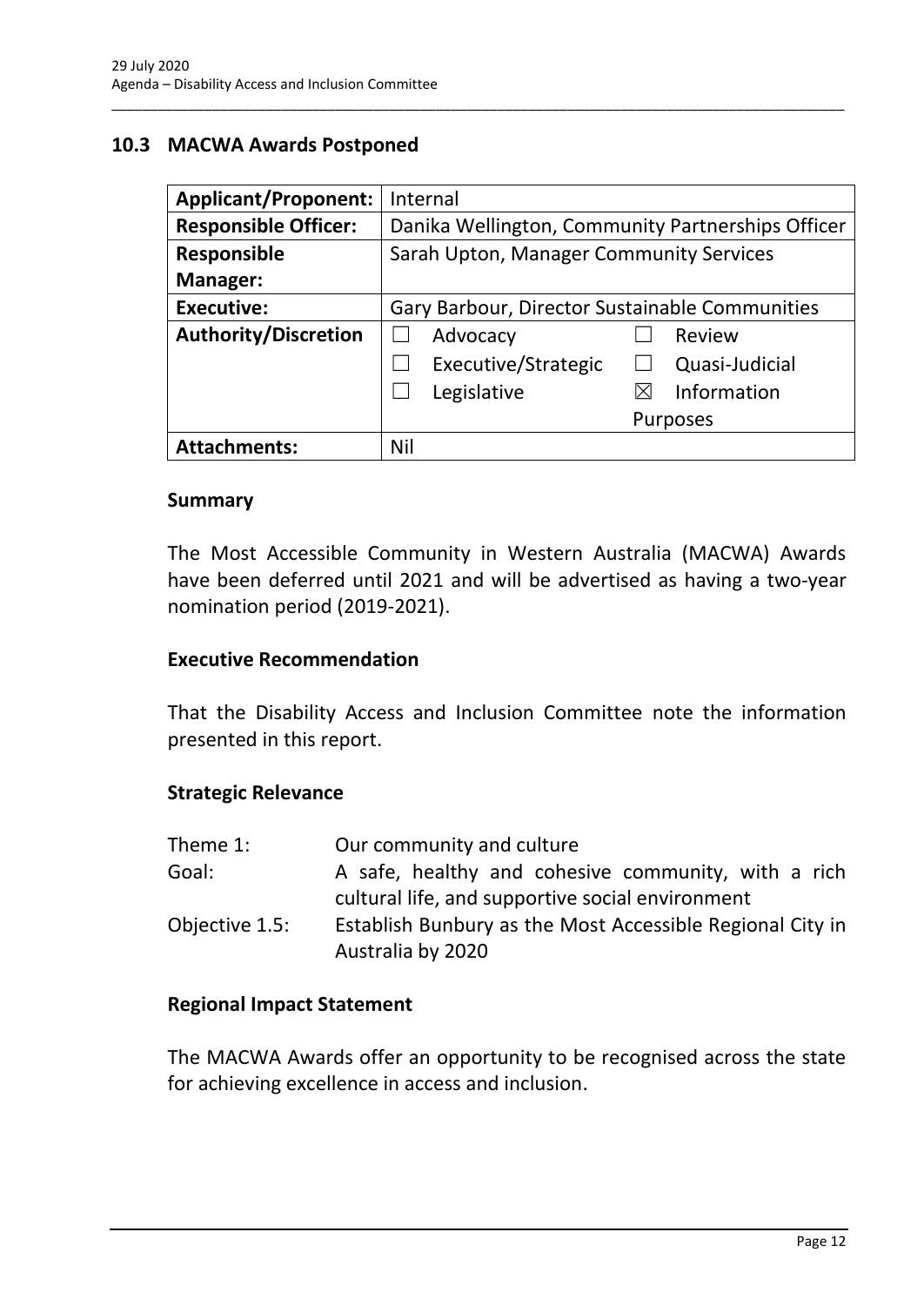## 10.3 MACWA Awards Postponed

| **Applicant/Proponent:** | Internal | |
|---|---|---|
| **Responsible Officer:** | Danika Wellington, Community Partnerships Officer | |
| **Responsible Manager:** | Sarah Upton, Manager Community Services | |
| **Executive:** | Gary Barbour, Director Sustainable Communities | |
| **Authority/Discretion** | ☐ Advocacy | ☐ Review |
| | ☐ Executive/Strategic | ☐ Quasi-Judicial |
| | ☐ Legislative | ☒ Information Purposes |
| **Attachments:** | Nil | |

### Summary

The Most Accessible Community in Western Australia (MACWA) Awards have been deferred until 2021 and will be advertised as having a two-year nomination period (2019-2021).

### Executive Recommendation

That the Disability Access and Inclusion Committee note the information presented in this report.

### Strategic Relevance

| | |
|---|---|
| Theme 1: | Our community and culture |
| Goal: | A safe, healthy and cohesive community, with a rich cultural life, and supportive social environment |
| Objective 1.5: | Establish Bunbury as the Most Accessible Regional City in Australia by 2020 |

### Regional Impact Statement

The MACWA Awards offer an opportunity to be recognised across the state for achieving excellence in access and inclusion.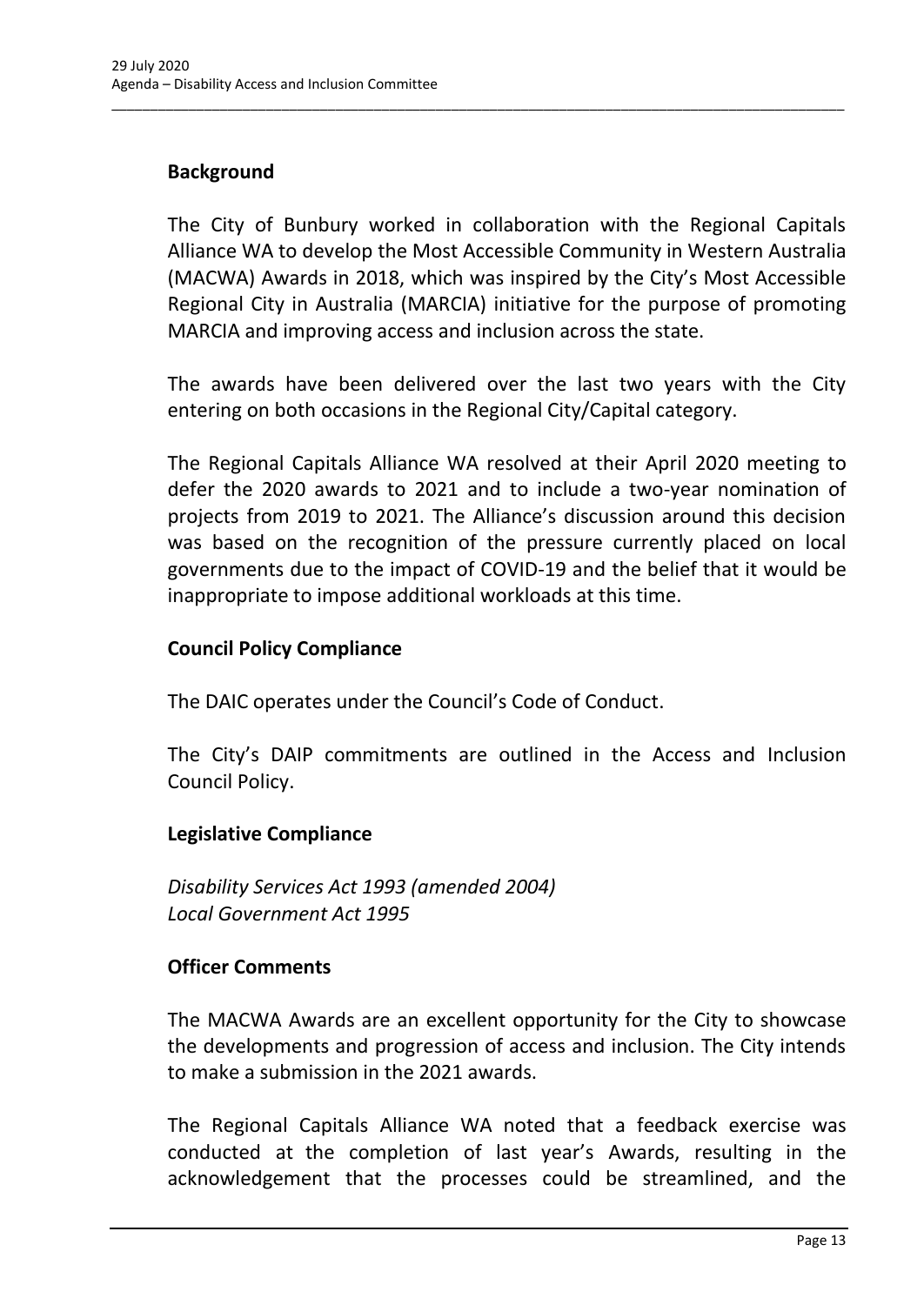## Background

The City of Bunbury worked in collaboration with the Regional Capitals Alliance WA to develop the Most Accessible Community in Western Australia (MACWA) Awards in 2018, which was inspired by the City's Most Accessible Regional City in Australia (MARCIA) initiative for the purpose of promoting MARCIA and improving access and inclusion across the state.

The awards have been delivered over the last two years with the City entering on both occasions in the Regional City/Capital category.

The Regional Capitals Alliance WA resolved at their April 2020 meeting to defer the 2020 awards to 2021 and to include a two-year nomination of projects from 2019 to 2021. The Alliance's discussion around this decision was based on the recognition of the pressure currently placed on local governments due to the impact of COVID-19 and the belief that it would be inappropriate to impose additional workloads at this time.

## Council Policy Compliance

The DAIC operates under the Council's Code of Conduct.

The City's DAIP commitments are outlined in the Access and Inclusion Council Policy.

## Legislative Compliance

*Disability Services Act 1993 (amended 2004)*
*Local Government Act 1995*

## Officer Comments

The MACWA Awards are an excellent opportunity for the City to showcase the developments and progression of access and inclusion. The City intends to make a submission in the 2021 awards.

The Regional Capitals Alliance WA noted that a feedback exercise was conducted at the completion of last year's Awards, resulting in the acknowledgement that the processes could be streamlined, and the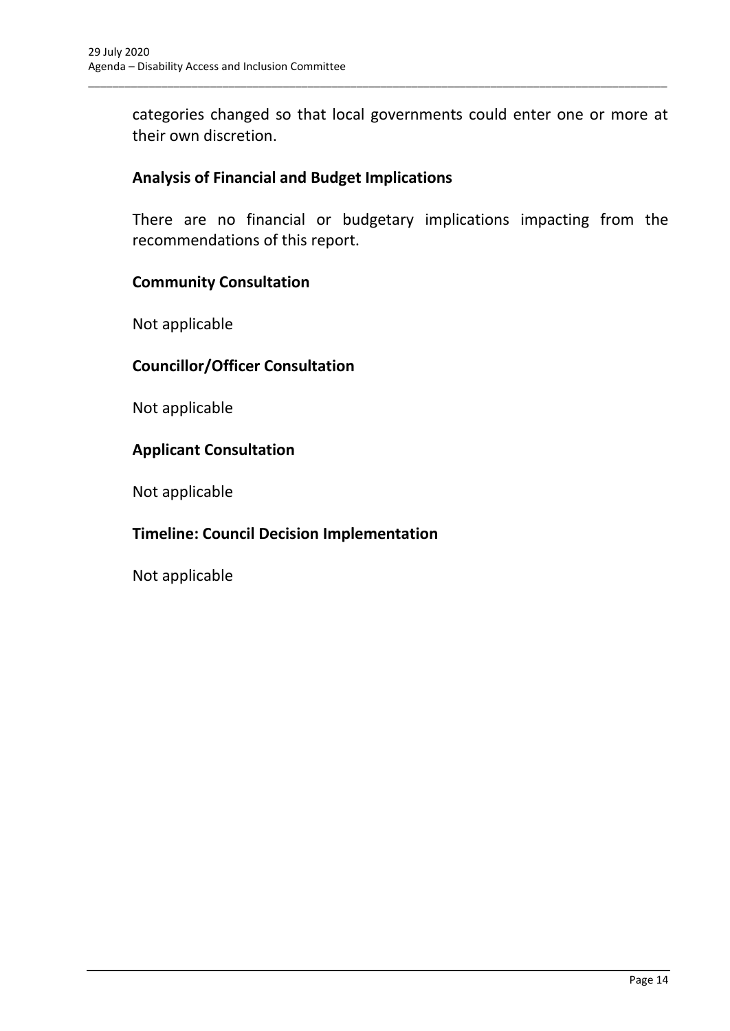categories changed so that local governments could enter one or more at their own discretion.

**Analysis of Financial and Budget Implications**

There are no financial or budgetary implications impacting from the recommendations of this report.

**Community Consultation**

Not applicable

**Councillor/Officer Consultation**

Not applicable

**Applicant Consultation**

Not applicable

**Timeline: Council Decision Implementation**

Not applicable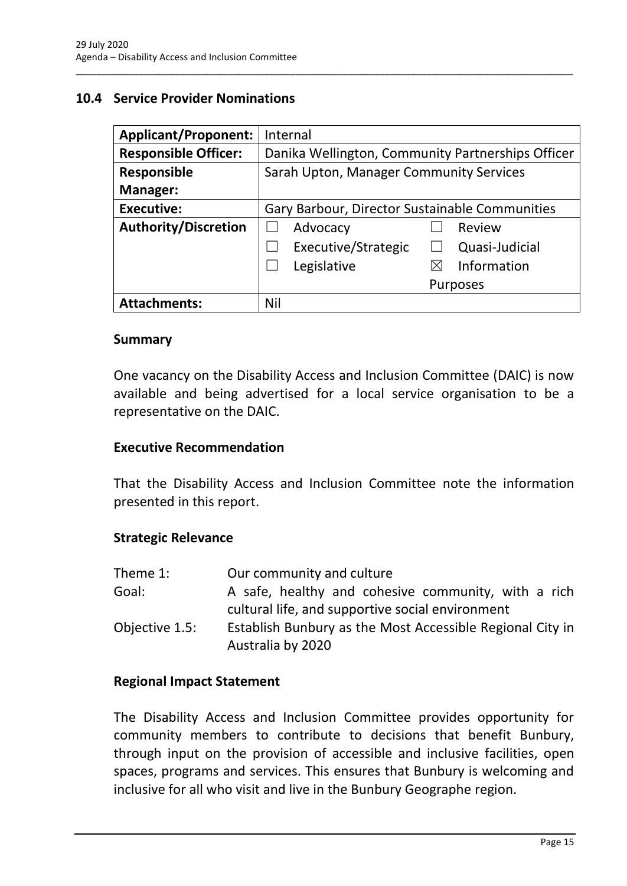## 10.4 Service Provider Nominations

| Applicant/Proponent: | Internal |
|---|---|
| Responsible Officer: | Danika Wellington, Community Partnerships Officer |
| Responsible Manager: | Sarah Upton, Manager Community Services |
| Executive: | Gary Barbour, Director Sustainable Communities |
| Authority/Discretion | ☐ Advocacy ☐ Review<br>☐ Executive/Strategic ☐ Quasi-Judicial<br>☐ Legislative ☒ Information Purposes |
| Attachments: | Nil |

### Summary

One vacancy on the Disability Access and Inclusion Committee (DAIC) is now available and being advertised for a local service organisation to be a representative on the DAIC.

### Executive Recommendation

That the Disability Access and Inclusion Committee note the information presented in this report.

### Strategic Relevance

| | |
|---|---|
| Theme 1: | Our community and culture |
| Goal: | A safe, healthy and cohesive community, with a rich cultural life, and supportive social environment |
| Objective 1.5: | Establish Bunbury as the Most Accessible Regional City in Australia by 2020 |

### Regional Impact Statement

The Disability Access and Inclusion Committee provides opportunity for community members to contribute to decisions that benefit Bunbury, through input on the provision of accessible and inclusive facilities, open spaces, programs and services. This ensures that Bunbury is welcoming and inclusive for all who visit and live in the Bunbury Geographe region.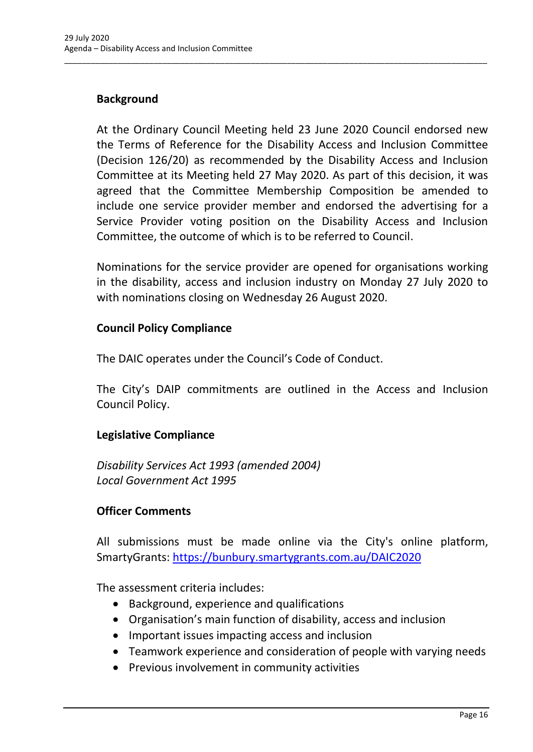### Background

At the Ordinary Council Meeting held 23 June 2020 Council endorsed new the Terms of Reference for the Disability Access and Inclusion Committee (Decision 126/20) as recommended by the Disability Access and Inclusion Committee at its Meeting held 27 May 2020. As part of this decision, it was agreed that the Committee Membership Composition be amended to include one service provider member and endorsed the advertising for a Service Provider voting position on the Disability Access and Inclusion Committee, the outcome of which is to be referred to Council.

Nominations for the service provider are opened for organisations working in the disability, access and inclusion industry on Monday 27 July 2020 to with nominations closing on Wednesday 26 August 2020.

### Council Policy Compliance

The DAIC operates under the Council's Code of Conduct.

The City's DAIP commitments are outlined in the Access and Inclusion Council Policy.

### Legislative Compliance

*Disability Services Act 1993 (amended 2004)*
*Local Government Act 1995*

### Officer Comments

All submissions must be made online via the City's online platform, SmartyGrants: https://bunbury.smartygrants.com.au/DAIC2020

The assessment criteria includes:

- Background, experience and qualifications
- Organisation's main function of disability, access and inclusion
- Important issues impacting access and inclusion
- Teamwork experience and consideration of people with varying needs
- Previous involvement in community activities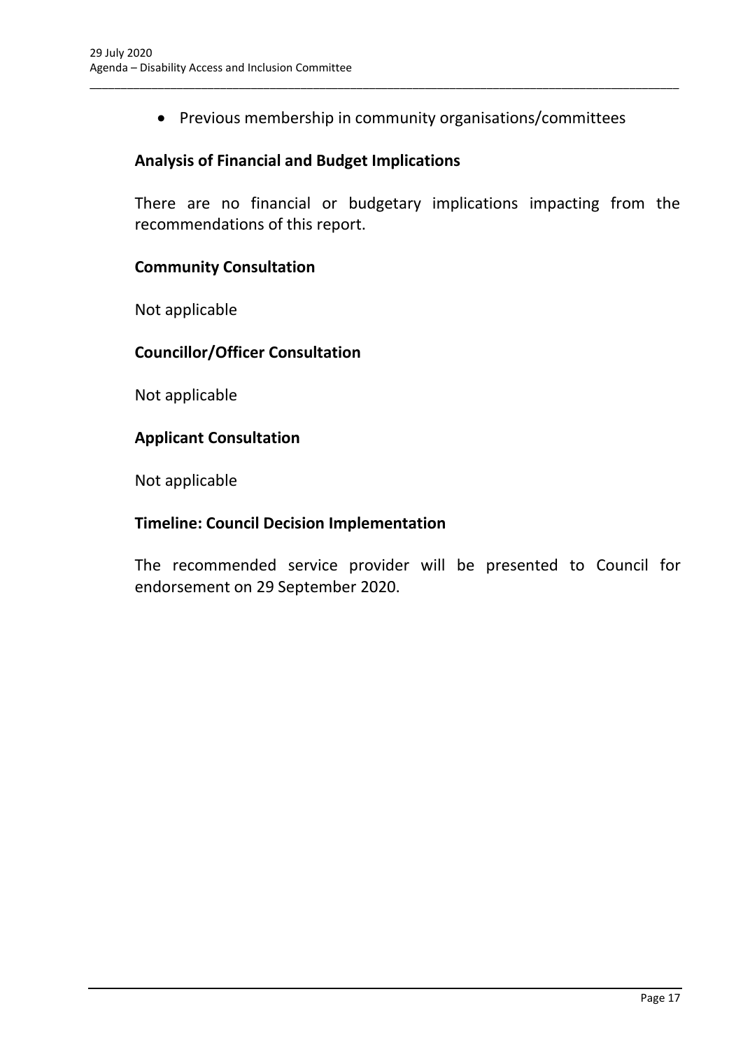- Previous membership in community organisations/committees

**Analysis of Financial and Budget Implications**

There are no financial or budgetary implications impacting from the recommendations of this report.

**Community Consultation**

Not applicable

**Councillor/Officer Consultation**

Not applicable

**Applicant Consultation**

Not applicable

**Timeline: Council Decision Implementation**

The recommended service provider will be presented to Council for endorsement on 29 September 2020.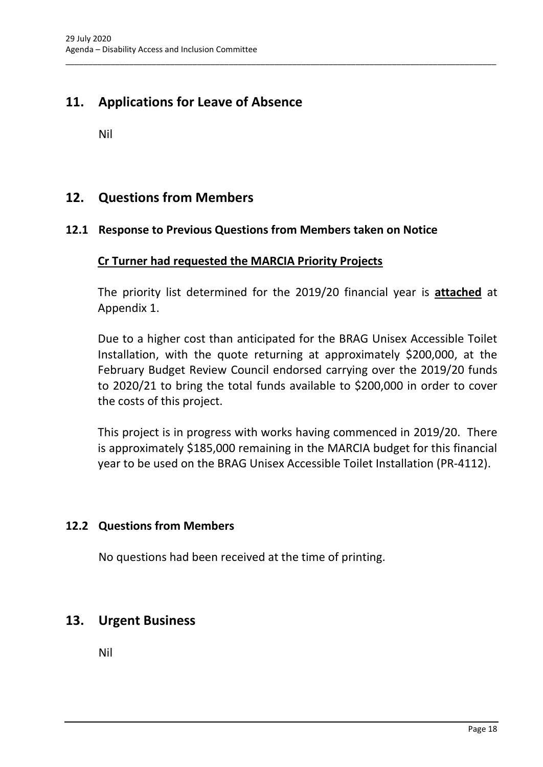## 11. Applications for Leave of Absence

Nil

## 12. Questions from Members

### 12.1 Response to Previous Questions from Members taken on Notice

**Cr Turner had requested the MARCIA Priority Projects**

The priority list determined for the 2019/20 financial year is **attached** at Appendix 1.

Due to a higher cost than anticipated for the BRAG Unisex Accessible Toilet Installation, with the quote returning at approximately $200,000, at the February Budget Review Council endorsed carrying over the 2019/20 funds to 2020/21 to bring the total funds available to $200,000 in order to cover the costs of this project.

This project is in progress with works having commenced in 2019/20. There is approximately $185,000 remaining in the MARCIA budget for this financial year to be used on the BRAG Unisex Accessible Toilet Installation (PR-4112).

### 12.2 Questions from Members

No questions had been received at the time of printing.

## 13. Urgent Business

Nil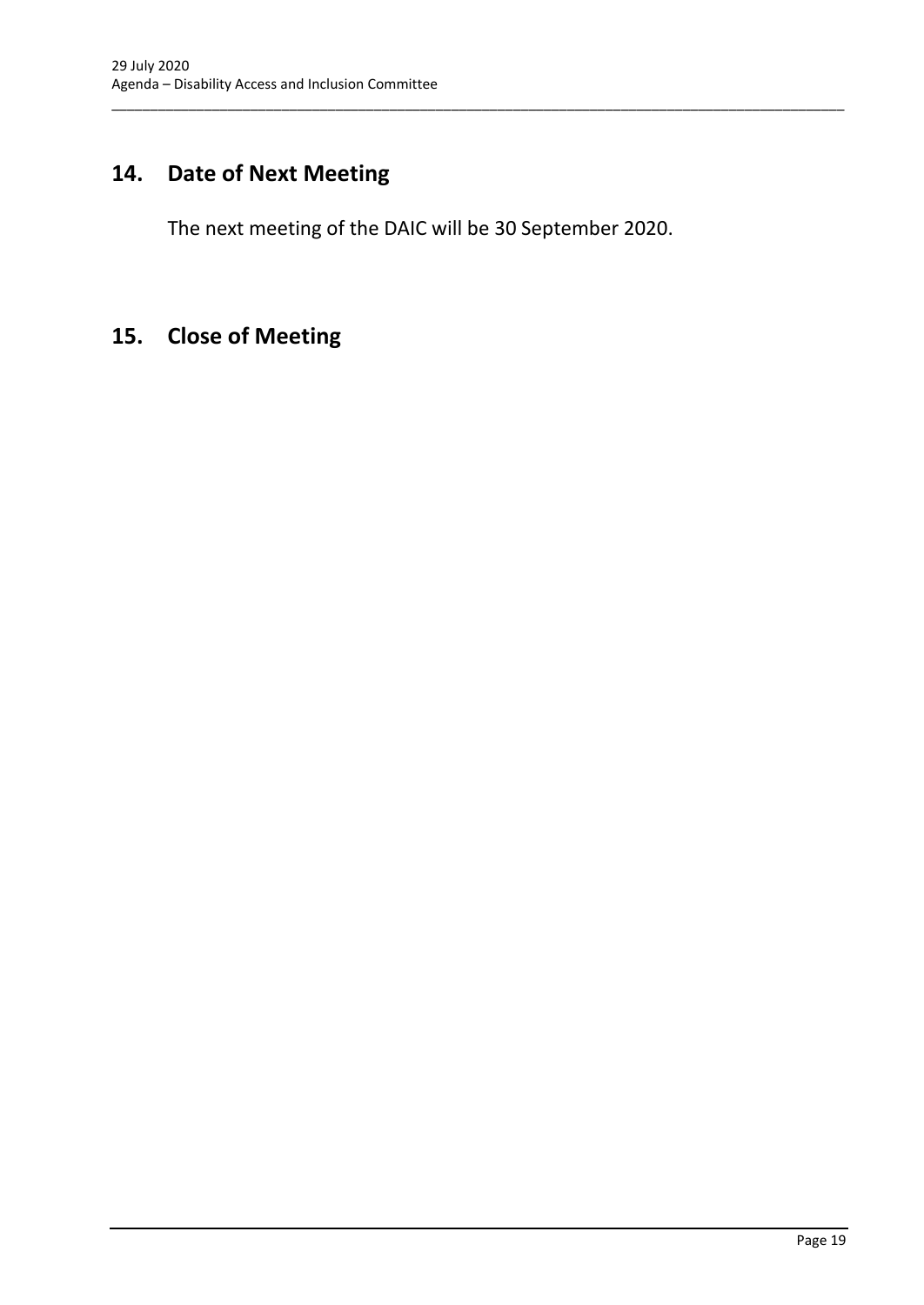## 14. Date of Next Meeting

The next meeting of the DAIC will be 30 September 2020.

## 15. Close of Meeting